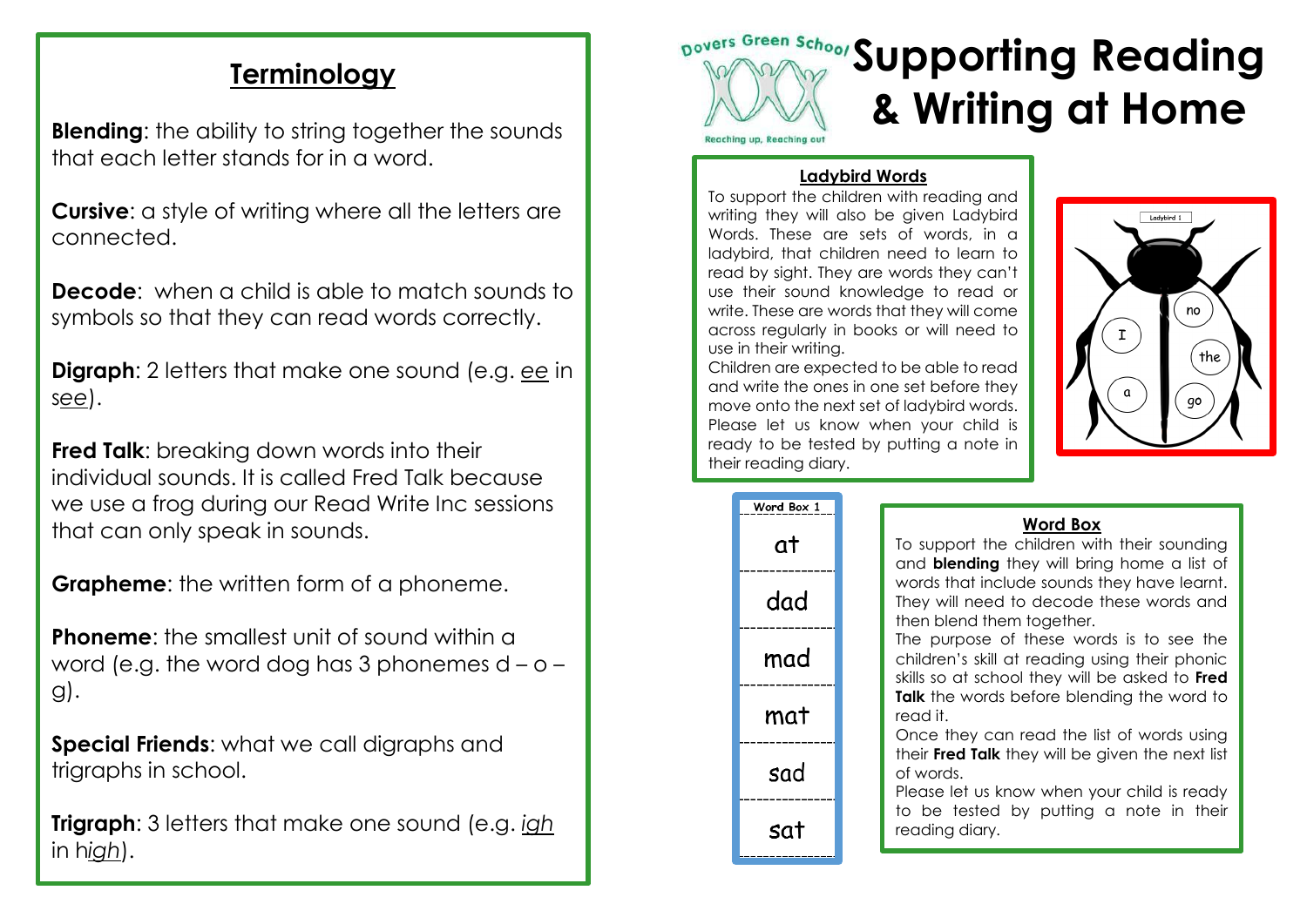## Terminology

**Blending**: the ability to string together the sounds that each letter stands for in a word.

**Cursive**: a style of writing where all the letters are connected.

**Decode**: when a child is able to match sounds to symbols so that they can read words correctly.

**Digraph**: 2 letters that make one sound (e.g. ee in see).

**Fred Talk**: breaking down words into their individual sounds. It is called Fred Talk because we use a frog during our Read Write Inc sessions that can only speak in sounds.

**Grapheme**: the written form of a phoneme.

**Phoneme**: the smallest unit of sound within a word (e.g. the word dog has 3 phonemes d – o – g).

**Special Friends**: what we call digraphs and trigraphs in school.

**Trigraph**: 3 letters that make one sound (e.g. *igh* in h*igh*).

Dovers Green School

Reaching up, Reaching out

# Supporting Reading & Writing at Home

### Ladybird Words

To support the children with reading and writing they will also be given Ladybird Words. These are sets of words, in a ladybird, that children need to learn to read by sight. They are words they can't use their sound knowledge to read or write. These are words that they will come across regularly in books or will need to use in their writing.

Children are expected to be able to read and write the ones in one set before they move onto the next set of ladybird words. Please let us know when your child is ready to be tested by putting a note in their reading diary.

Ladybird 1

I, a, no, the, go

| Word Box 1 |
| --- |
| at |
| dad |
| mad |
| mat |
| sad |
| sat |

### Word Box

To support the children with their sounding and **blending** they will bring home a list of words that include sounds they have learnt. They will need to decode these words and then blend them together.

The purpose of these words is to see the children's skill at reading using their phonic skills so at school they will be asked to **Fred Talk** the words before blending the word to read it.

Once they can read the list of words using their **Fred Talk** they will be given the next list of words.

Please let us know when your child is ready to be tested by putting a note in their reading diary.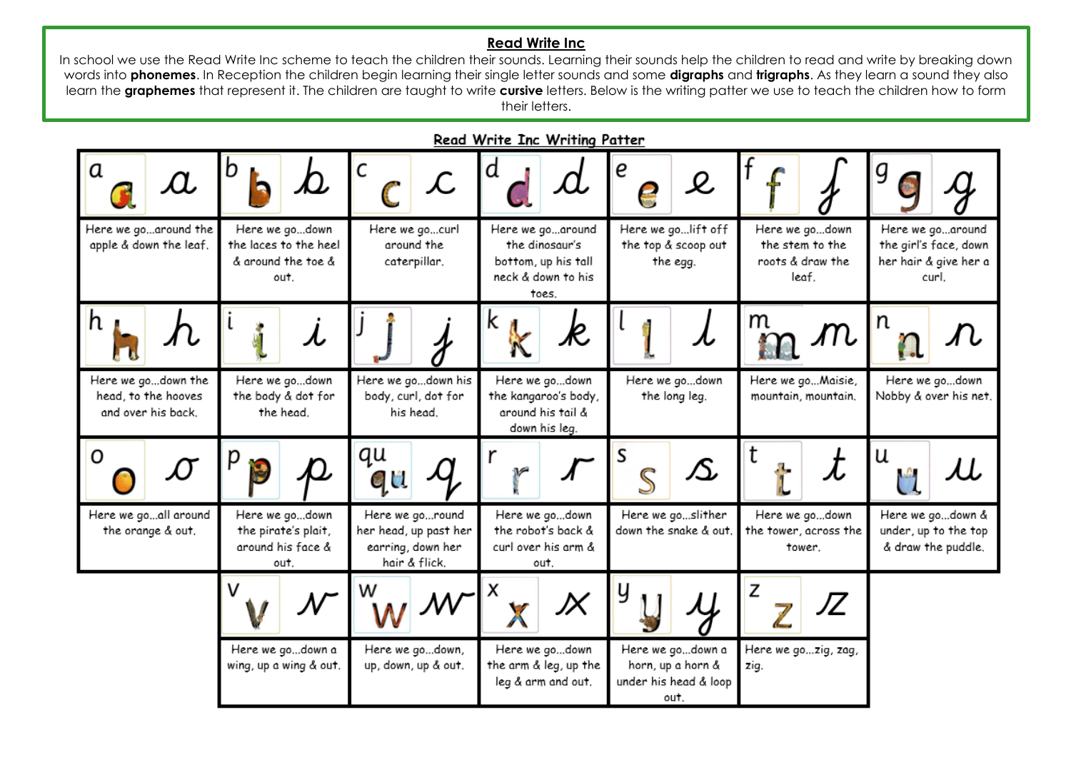**Read Write Inc**

In school we use the Read Write Inc scheme to teach the children their sounds. Learning their sounds help the children to read and write by breaking down words into **phonemes**. In Reception the children begin learning their single letter sounds and some **digraphs** and **trigraphs**. As they learn a sound they also learn the **graphemes** that represent it. The children are taught to write **cursive** letters. Below is the writing patter we use to teach the children how to form their letters.

**Read Write Inc Writing Patter**

| | | | | | | |
|---|---|---|---|---|---|---|
| a | b | c | d | e | f | g |
| Here we go...around the apple & down the leaf. | Here we go...down the laces to the heel & around the toe & out. | Here we go...curl around the caterpillar. | Here we go...around the dinosaur's bottom, up his tall neck & down to his toes. | Here we go...lift off the top & scoop out the egg. | Here we go...down the stem to the roots & draw the leaf. | Here we go...around the girl's face, down her hair & give her a curl. |
| h | i | j | k | l | m | n |
| Here we go...down the head, to the hooves and over his back. | Here we go...down the body & dot for the head. | Here we go...down his body, curl, dot for his head. | Here we go...down the kangaroo's body, around his tail & down his leg. | Here we go...down the long leg. | Here we go...Maisie, mountain, mountain. | Here we go...down Nobby & over his net. |
| o | p | qu | r | s | t | u |
| Here we go...all around the orange & out. | Here we go...down the pirate's plait, around his face & out. | Here we go...round her head, up past her earring, down her hair & flick. | Here we go...down the robot's back & curl over his arm & out. | Here we go...slither down the snake & out. | Here we go...down the tower, across the tower. | Here we go...down & under, up to the top & draw the puddle. |
| | v | w | x | y | z | |
| | Here we go...down a wing, up a wing & out. | Here we go...down, up, down, up & out. | Here we go...down the arm & leg, up the leg & arm and out. | Here we go...down a horn, up a horn & under his head & loop out. | Here we go...zig, zag, zig. | |